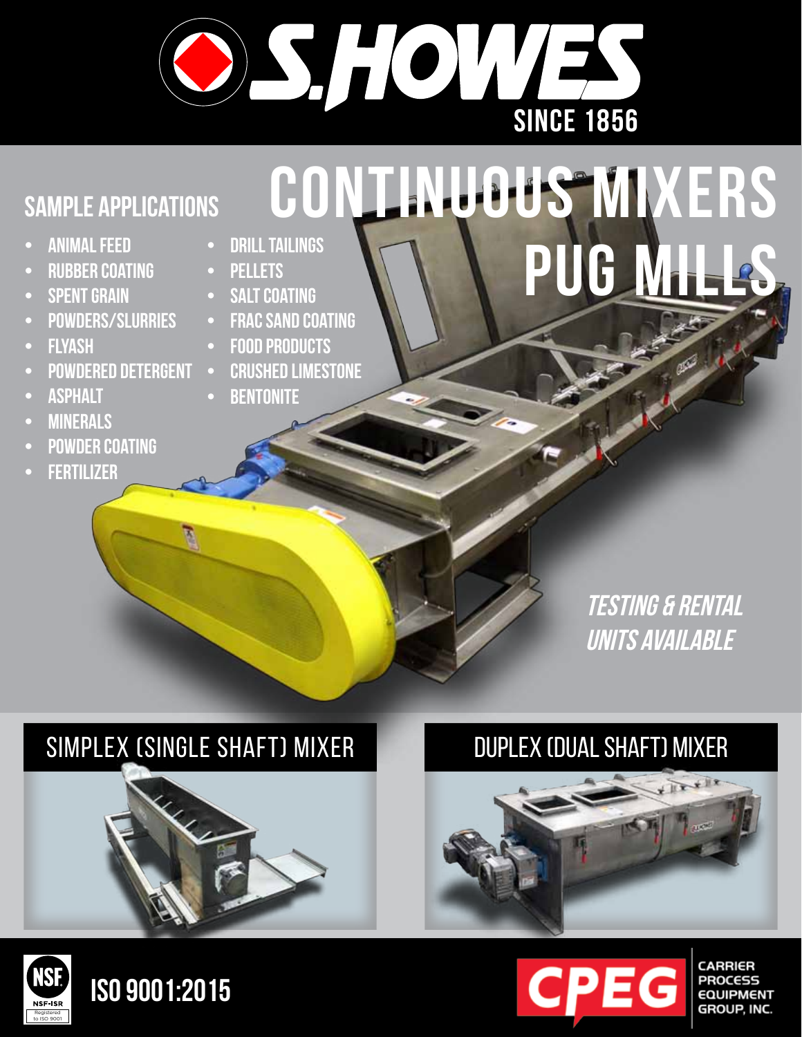S.HOWES

SINCE 1856

# CONTINUOUS MIXERS PUG MILLS

## SAMPLE APPLICATIONS

- ANIMAL FEED
- RUBBER COATING
- SPENT GRAIN
- POWDERS/SLURRIES
- FLYASH
- POWDERED DETERGENT
- ASPHALT
- MINERALS
- POWDER COATING
- FERTILIZER
- DRILL TAILINGS
- PELLETS
- SALT COATING
- FRAC SAND COATING
- FOOD PRODUCTS
- CRUSHED LIMESTONE
- BENTONITE

*TESTING & RENTAL UNITS AVAILABLE*

## SIMPLEX (SINGLE SHAFT) MIXER

## DUPLEX (DUAL SHAFT) MIXER

NSF-ISR Registered to ISO 9001

**ISO 9001:2015**

CPEG CARRIER PROCESS EQUIPMENT GROUP, INC.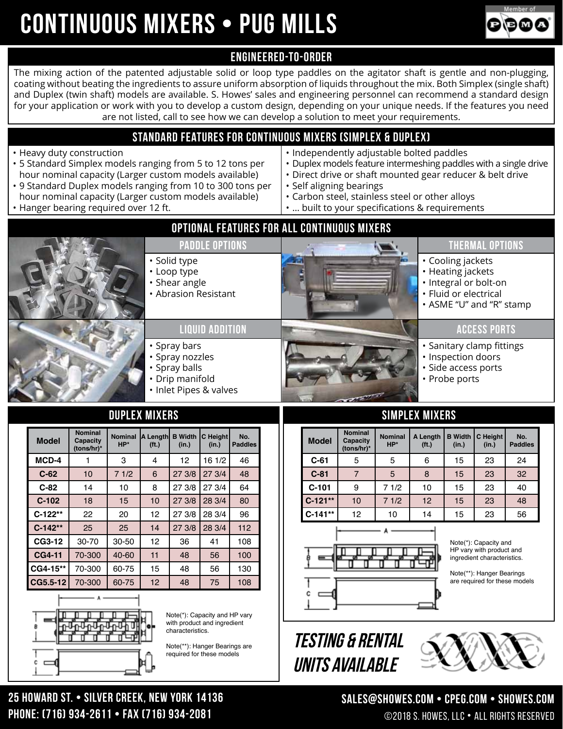# CONTINUOUS MIXERS • PUG MILLS

## ENGINEERED-TO-ORDER

The mixing action of the patented adjustable solid or loop type paddles on the agitator shaft is gentle and non-plugging, coating without beating the ingredients to assure uniform absorption of liquids throughout the mix. Both Simplex (single shaft) and Duplex (twin shaft) models are available. S. Howes' sales and engineering personnel can recommend a standard design for your application or work with you to develop a custom design, depending on your unique needs. If the features you need are not listed, call to see how we can develop a solution to meet your requirements.

## STANDARD FEATURES FOR CONTINUOUS MIXERS (SIMPLEX & DUPLEX)

- Heavy duty construction
- 5 Standard Simplex models ranging from 5 to 12 tons per hour nominal capacity (Larger custom models available)
- 9 Standard Duplex models ranging from 10 to 300 tons per hour nominal capacity (Larger custom models available)
- Hanger bearing required over 12 ft.
- Independently adjustable bolted paddles
- Duplex models feature intermeshing paddles with a single drive
- Direct drive or shaft mounted gear reducer & belt drive
- Self aligning bearings
- Carbon steel, stainless steel or other alloys
- ... built to your specifications & requirements

## OPTIONAL FEATURES FOR ALL CONTINUOUS MIXERS

### PADDLE OPTIONS

- Solid type
- Loop type
- Shear angle
- Abrasion Resistant

### THERMAL OPTIONS

- Cooling jackets
- Heating jackets
- Integral or bolt-on
- Fluid or electrical
- ASME "U" and "R" stamp

### LIQUID ADDITION

- Spray bars
- Spray nozzles
- Spray balls
- Drip manifold
- Inlet Pipes & valves

### ACCESS PORTS

- Sanitary clamp fittings
- Inspection doors
- Side access ports
- Probe ports

## DUPLEX MIXERS

| Model | Nominal Capacity (tons/hr)* | Nominal HP* | A Length (ft.) | B Width (in.) | C Height (in.) | No. Paddles |
|---|---|---|---|---|---|---|
| MCD-4 | 1 | 3 | 4 | 12 | 16 1/2 | 46 |
| C-62 | 10 | 7 1/2 | 6 | 27 3/8 | 27 3/4 | 48 |
| C-82 | 14 | 10 | 8 | 27 3/8 | 27 3/4 | 64 |
| C-102 | 18 | 15 | 10 | 27 3/8 | 28 3/4 | 80 |
| C-122** | 22 | 20 | 12 | 27 3/8 | 28 3/4 | 96 |
| C-142** | 25 | 25 | 14 | 27 3/8 | 28 3/4 | 112 |
| CG3-12 | 30-70 | 30-50 | 12 | 36 | 41 | 108 |
| CG4-11 | 70-300 | 40-60 | 11 | 48 | 56 | 100 |
| CG4-15** | 70-300 | 60-75 | 15 | 48 | 56 | 130 |
| CG5.5-12 | 70-300 | 60-75 | 12 | 48 | 75 | 108 |

A

B

C

Note(*): Capacity and HP vary with product and ingredient characteristics.

Note(**): Hanger Bearings are required for these models

## SIMPLEX MIXERS

| Model | Nominal Capacity (tons/hr)* | Nominal HP* | A Length (ft.) | B Width (in.) | C Height (in.) | No. Paddles |
|---|---|---|---|---|---|---|
| C-61 | 5 | 5 | 6 | 15 | 23 | 24 |
| C-81 | 7 | 5 | 8 | 15 | 23 | 32 |
| C-101 | 9 | 7 1/2 | 10 | 15 | 23 | 40 |
| C-121** | 10 | 7 1/2 | 12 | 15 | 23 | 48 |
| C-141** | 12 | 10 | 14 | 15 | 23 | 56 |

A

B

C

Note(*): Capacity and HP vary with product and ingredient characteristics.

Note(**): Hanger Bearings are required for these models

***TESTING & RENTAL UNITS AVAILABLE***

**25 HOWARD ST. • SILVER CREEK, NEW YORK 14136**
**PHONE: (716) 934-2611 • FAX (716) 934-2081**

**SALES@SHOWES.COM • CPEG.COM • SHOWES.COM**
©2018 S. HOWES, LLC • ALL RIGHTS RESERVED